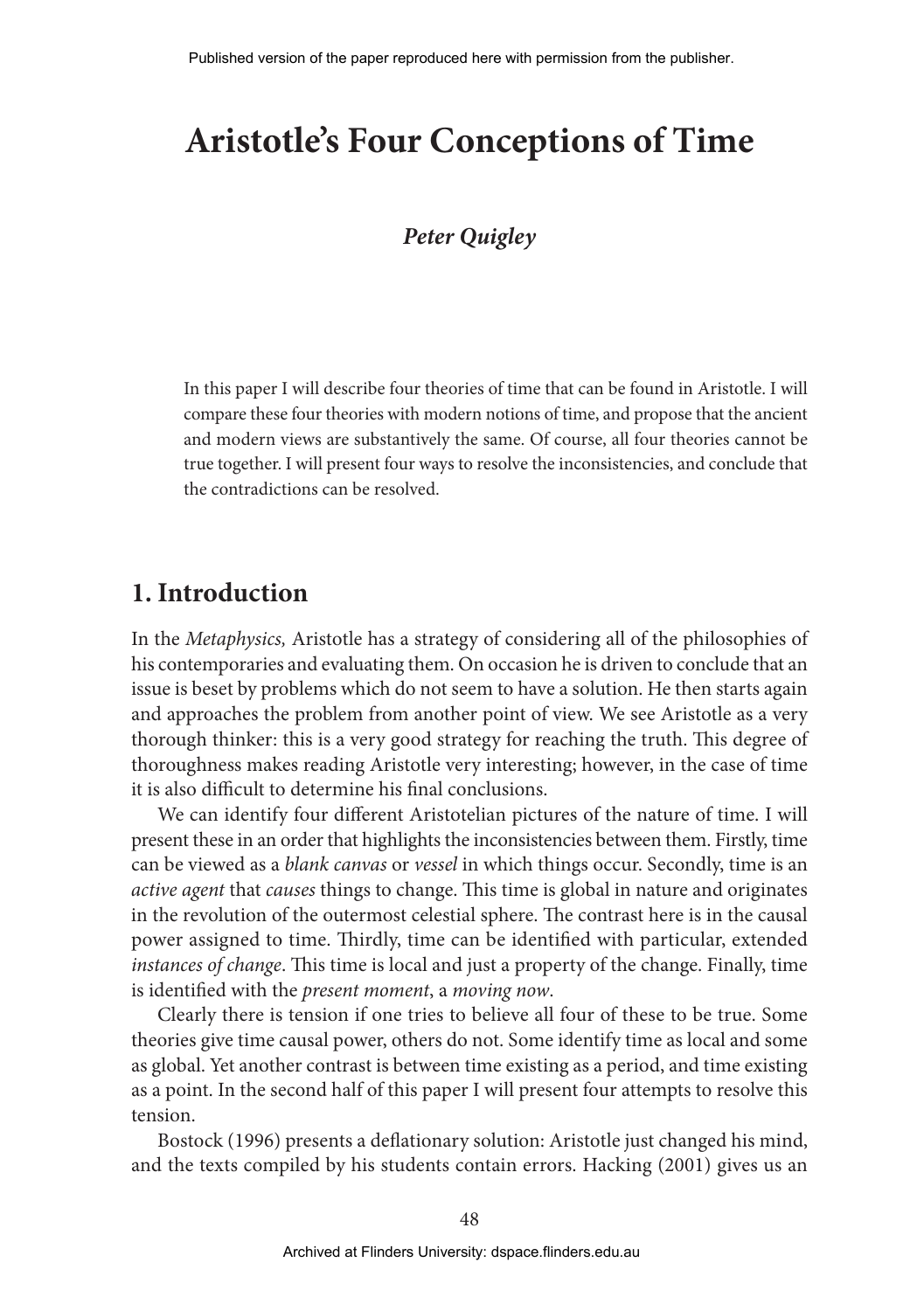# Aristotle's Four Conceptions of Time

***Peter Quigley***

In this paper I will describe four theories of time that can be found in Aristotle. I will compare these four theories with modern notions of time, and propose that the ancient and modern views are substantively the same. Of course, all four theories cannot be true together. I will present four ways to resolve the inconsistencies, and conclude that the contradictions can be resolved.

## 1. Introduction

In the *Metaphysics,* Aristotle has a strategy of considering all of the philosophies of his contemporaries and evaluating them. On occasion he is driven to conclude that an issue is beset by problems which do not seem to have a solution. He then starts again and approaches the problem from another point of view. We see Aristotle as a very thorough thinker: this is a very good strategy for reaching the truth. This degree of thoroughness makes reading Aristotle very interesting; however, in the case of time it is also difficult to determine his final conclusions.

We can identify four different Aristotelian pictures of the nature of time. I will present these in an order that highlights the inconsistencies between them. Firstly, time can be viewed as a *blank canvas* or *vessel* in which things occur. Secondly, time is an *active agent* that *causes* things to change. This time is global in nature and originates in the revolution of the outermost celestial sphere. The contrast here is in the causal power assigned to time. Thirdly, time can be identified with particular, extended *instances of change*. This time is local and just a property of the change. Finally, time is identified with the *present moment*, a *moving now*.

Clearly there is tension if one tries to believe all four of these to be true. Some theories give time causal power, others do not. Some identify time as local and some as global. Yet another contrast is between time existing as a period, and time existing as a point. In the second half of this paper I will present four attempts to resolve this tension.

Bostock (1996) presents a deflationary solution: Aristotle just changed his mind, and the texts compiled by his students contain errors. Hacking (2001) gives us an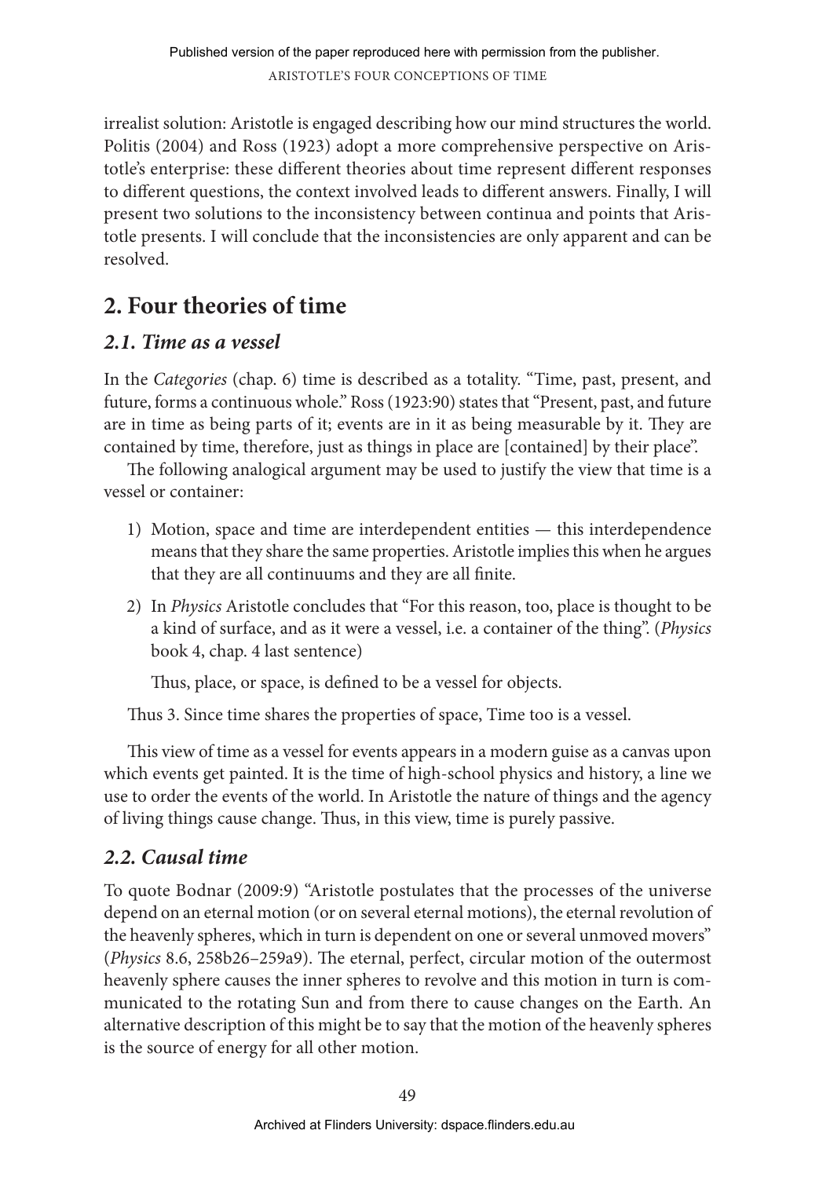irrealist solution: Aristotle is engaged describing how our mind structures the world. Politis (2004) and Ross (1923) adopt a more comprehensive perspective on Aristotle's enterprise: these different theories about time represent different responses to different questions, the context involved leads to different answers. Finally, I will present two solutions to the inconsistency between continua and points that Aristotle presents. I will conclude that the inconsistencies are only apparent and can be resolved.

## 2. Four theories of time

### *2.1. Time as a vessel*

In the *Categories* (chap. 6) time is described as a totality. "Time, past, present, and future, forms a continuous whole." Ross (1923:90) states that "Present, past, and future are in time as being parts of it; events are in it as being measurable by it. They are contained by time, therefore, just as things in place are [contained] by their place".

The following analogical argument may be used to justify the view that time is a vessel or container:

1) Motion, space and time are interdependent entities — this interdependence means that they share the same properties. Aristotle implies this when he argues that they are all continuums and they are all finite.
2) In *Physics* Aristotle concludes that "For this reason, too, place is thought to be a kind of surface, and as it were a vessel, i.e. a container of the thing". (*Physics* book 4, chap. 4 last sentence)

   Thus, place, or space, is defined to be a vessel for objects.

Thus 3. Since time shares the properties of space, Time too is a vessel.

This view of time as a vessel for events appears in a modern guise as a canvas upon which events get painted. It is the time of high-school physics and history, a line we use to order the events of the world. In Aristotle the nature of things and the agency of living things cause change. Thus, in this view, time is purely passive.

### *2.2. Causal time*

To quote Bodnar (2009:9) "Aristotle postulates that the processes of the universe depend on an eternal motion (or on several eternal motions), the eternal revolution of the heavenly spheres, which in turn is dependent on one or several unmoved movers" (*Physics* 8.6, 258b26–259a9). The eternal, perfect, circular motion of the outermost heavenly sphere causes the inner spheres to revolve and this motion in turn is communicated to the rotating Sun and from there to cause changes on the Earth. An alternative description of this might be to say that the motion of the heavenly spheres is the source of energy for all other motion.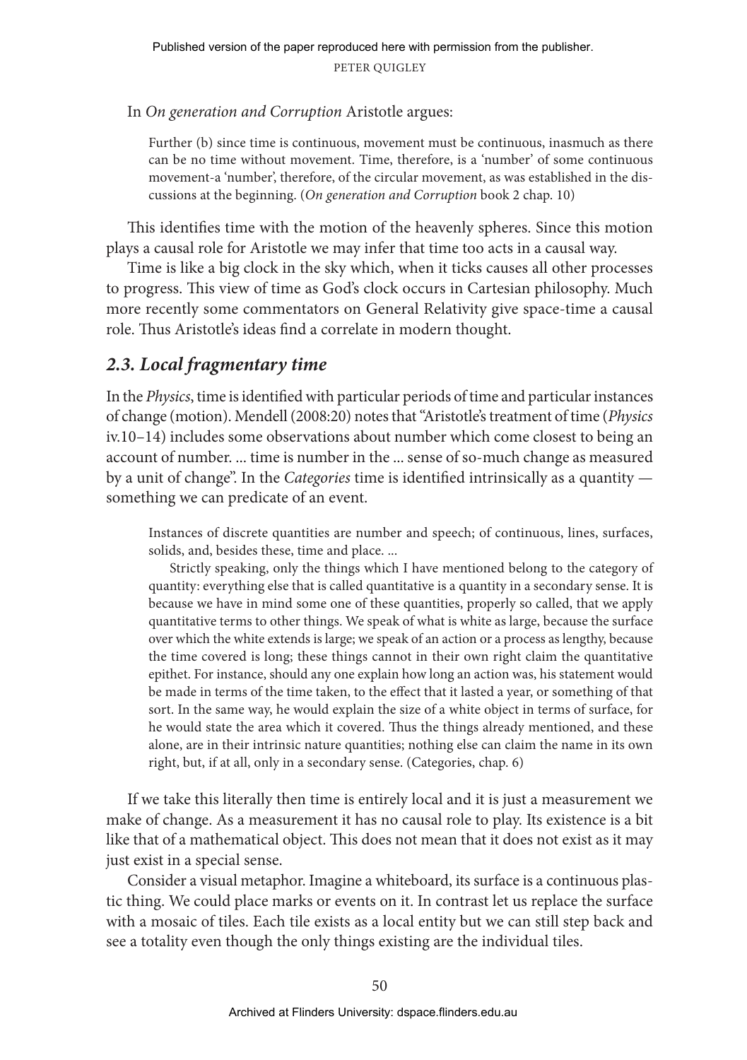In *On generation and Corruption* Aristotle argues:

> Further (b) since time is continuous, movement must be continuous, inasmuch as there can be no time without movement. Time, therefore, is a 'number' of some continuous movement-a 'number', therefore, of the circular movement, as was established in the discussions at the beginning. (*On generation and Corruption* book 2 chap. 10)

This identifies time with the motion of the heavenly spheres. Since this motion plays a causal role for Aristotle we may infer that time too acts in a causal way.

Time is like a big clock in the sky which, when it ticks causes all other processes to progress. This view of time as God's clock occurs in Cartesian philosophy. Much more recently some commentators on General Relativity give space-time a causal role. Thus Aristotle's ideas find a correlate in modern thought.

### *2.3. Local fragmentary time*

In the *Physics*, time is identified with particular periods of time and particular instances of change (motion). Mendell (2008:20) notes that "Aristotle's treatment of time (*Physics* iv.10–14) includes some observations about number which come closest to being an account of number. ... time is number in the ... sense of so-much change as measured by a unit of change". In the *Categories* time is identified intrinsically as a quantity — something we can predicate of an event.

> Instances of discrete quantities are number and speech; of continuous, lines, surfaces, solids, and, besides these, time and place. ...
>
> Strictly speaking, only the things which I have mentioned belong to the category of quantity: everything else that is called quantitative is a quantity in a secondary sense. It is because we have in mind some one of these quantities, properly so called, that we apply quantitative terms to other things. We speak of what is white as large, because the surface over which the white extends is large; we speak of an action or a process as lengthy, because the time covered is long; these things cannot in their own right claim the quantitative epithet. For instance, should any one explain how long an action was, his statement would be made in terms of the time taken, to the effect that it lasted a year, or something of that sort. In the same way, he would explain the size of a white object in terms of surface, for he would state the area which it covered. Thus the things already mentioned, and these alone, are in their intrinsic nature quantities; nothing else can claim the name in its own right, but, if at all, only in a secondary sense. (Categories, chap. 6)

If we take this literally then time is entirely local and it is just a measurement we make of change. As a measurement it has no causal role to play. Its existence is a bit like that of a mathematical object. This does not mean that it does not exist as it may just exist in a special sense.

Consider a visual metaphor. Imagine a whiteboard, its surface is a continuous plastic thing. We could place marks or events on it. In contrast let us replace the surface with a mosaic of tiles. Each tile exists as a local entity but we can still step back and see a totality even though the only things existing are the individual tiles.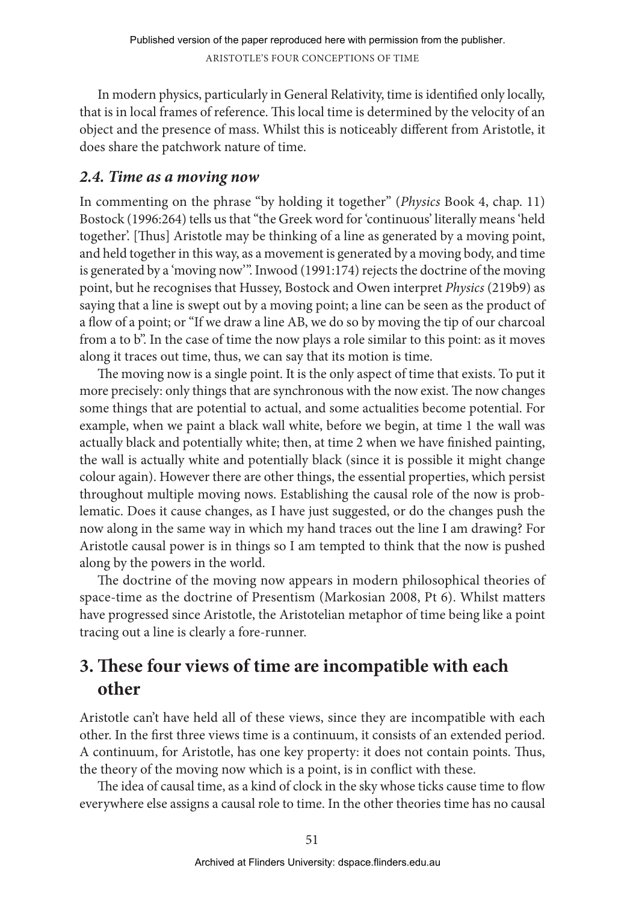In modern physics, particularly in General Relativity, time is identified only locally, that is in local frames of reference. This local time is determined by the velocity of an object and the presence of mass. Whilst this is noticeably different from Aristotle, it does share the patchwork nature of time.

### *2.4. Time as a moving now*

In commenting on the phrase "by holding it together" (*Physics* Book 4, chap. 11) Bostock (1996:264) tells us that "the Greek word for 'continuous' literally means 'held together'. [Thus] Aristotle may be thinking of a line as generated by a moving point, and held together in this way, as a movement is generated by a moving body, and time is generated by a 'moving now'". Inwood (1991:174) rejects the doctrine of the moving point, but he recognises that Hussey, Bostock and Owen interpret *Physics* (219b9) as saying that a line is swept out by a moving point; a line can be seen as the product of a flow of a point; or "If we draw a line AB, we do so by moving the tip of our charcoal from a to b". In the case of time the now plays a role similar to this point: as it moves along it traces out time, thus, we can say that its motion is time.

The moving now is a single point. It is the only aspect of time that exists. To put it more precisely: only things that are synchronous with the now exist. The now changes some things that are potential to actual, and some actualities become potential. For example, when we paint a black wall white, before we begin, at time 1 the wall was actually black and potentially white; then, at time 2 when we have finished painting, the wall is actually white and potentially black (since it is possible it might change colour again). However there are other things, the essential properties, which persist throughout multiple moving nows. Establishing the causal role of the now is problematic. Does it cause changes, as I have just suggested, or do the changes push the now along in the same way in which my hand traces out the line I am drawing? For Aristotle causal power is in things so I am tempted to think that the now is pushed along by the powers in the world.

The doctrine of the moving now appears in modern philosophical theories of space-time as the doctrine of Presentism (Markosian 2008, Pt 6). Whilst matters have progressed since Aristotle, the Aristotelian metaphor of time being like a point tracing out a line is clearly a fore-runner.

## 3. These four views of time are incompatible with each other

Aristotle can't have held all of these views, since they are incompatible with each other. In the first three views time is a continuum, it consists of an extended period. A continuum, for Aristotle, has one key property: it does not contain points. Thus, the theory of the moving now which is a point, is in conflict with these.

The idea of causal time, as a kind of clock in the sky whose ticks cause time to flow everywhere else assigns a causal role to time. In the other theories time has no causal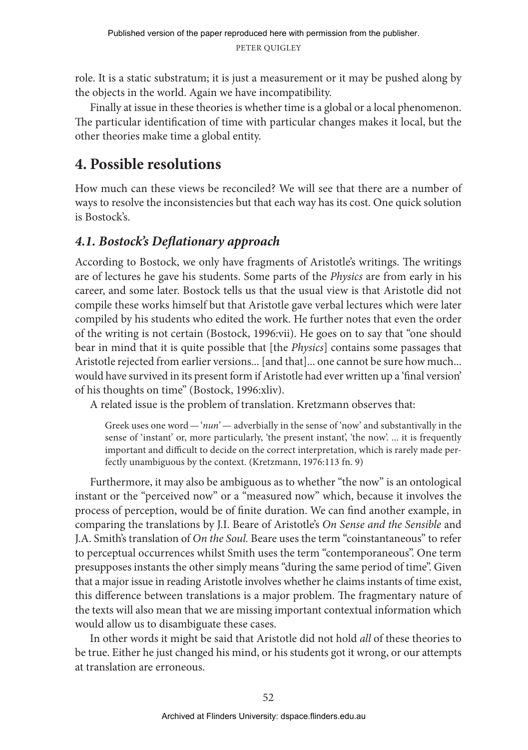role. It is a static substratum; it is just a measurement or it may be pushed along by the objects in the world. Again we have incompatibility.

Finally at issue in these theories is whether time is a global or a local phenomenon. The particular identification of time with particular changes makes it local, but the other theories make time a global entity.

# 4. Possible resolutions

How much can these views be reconciled? We will see that there are a number of ways to resolve the inconsistencies but that each way has its cost. One quick solution is Bostock's.

## *4.1. Bostock's Deflationary approach*

According to Bostock, we only have fragments of Aristotle's writings. The writings are of lectures he gave his students. Some parts of the *Physics* are from early in his career, and some later. Bostock tells us that the usual view is that Aristotle did not compile these works himself but that Aristotle gave verbal lectures which were later compiled by his students who edited the work. He further notes that even the order of the writing is not certain (Bostock, 1996:vii). He goes on to say that "one should bear in mind that it is quite possible that [the *Physics*] contains some passages that Aristotle rejected from earlier versions... [and that]... one cannot be sure how much... would have survived in its present form if Aristotle had ever written up a 'final version' of his thoughts on time" (Bostock, 1996:xliv).

A related issue is the problem of translation. Kretzmann observes that:

> Greek uses one word — '*nun*' — adverbially in the sense of 'now' and substantivally in the sense of 'instant' or, more particularly, 'the present instant', 'the now'. ... it is frequently important and difficult to decide on the correct interpretation, which is rarely made perfectly unambiguous by the context. (Kretzmann, 1976:113 fn. 9)

Furthermore, it may also be ambiguous as to whether "the now" is an ontological instant or the "perceived now" or a "measured now" which, because it involves the process of perception, would be of finite duration. We can find another example, in comparing the translations by J.I. Beare of Aristotle's *On Sense and the Sensible* and J.A. Smith's translation of *On the Soul.* Beare uses the term "coinstantaneous" to refer to perceptual occurrences whilst Smith uses the term "contemporaneous". One term presupposes instants the other simply means "during the same period of time". Given that a major issue in reading Aristotle involves whether he claims instants of time exist, this difference between translations is a major problem. The fragmentary nature of the texts will also mean that we are missing important contextual information which would allow us to disambiguate these cases.

In other words it might be said that Aristotle did not hold *all* of these theories to be true. Either he just changed his mind, or his students got it wrong, or our attempts at translation are erroneous.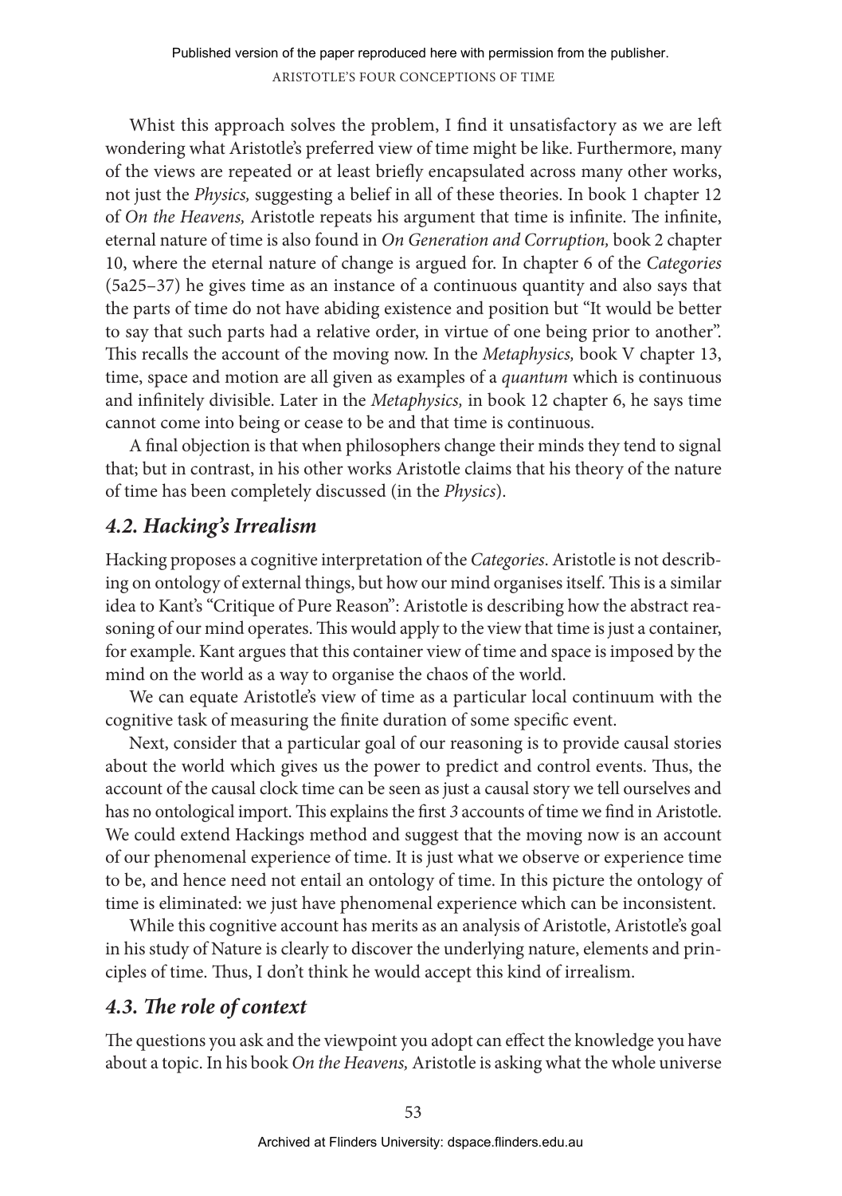Whist this approach solves the problem, I find it unsatisfactory as we are left wondering what Aristotle's preferred view of time might be like. Furthermore, many of the views are repeated or at least briefly encapsulated across many other works, not just the *Physics,* suggesting a belief in all of these theories. In book 1 chapter 12 of *On the Heavens,* Aristotle repeats his argument that time is infinite. The infinite, eternal nature of time is also found in *On Generation and Corruption,* book 2 chapter 10, where the eternal nature of change is argued for. In chapter 6 of the *Categories* (5a25–37) he gives time as an instance of a continuous quantity and also says that the parts of time do not have abiding existence and position but "It would be better to say that such parts had a relative order, in virtue of one being prior to another". This recalls the account of the moving now. In the *Metaphysics,* book V chapter 13, time, space and motion are all given as examples of a *quantum* which is continuous and infinitely divisible. Later in the *Metaphysics,* in book 12 chapter 6, he says time cannot come into being or cease to be and that time is continuous.

A final objection is that when philosophers change their minds they tend to signal that; but in contrast, in his other works Aristotle claims that his theory of the nature of time has been completely discussed (in the *Physics*).

### *4.2. Hacking's Irrealism*

Hacking proposes a cognitive interpretation of the *Categories*. Aristotle is not describing on ontology of external things, but how our mind organises itself. This is a similar idea to Kant's "Critique of Pure Reason": Aristotle is describing how the abstract reasoning of our mind operates. This would apply to the view that time is just a container, for example. Kant argues that this container view of time and space is imposed by the mind on the world as a way to organise the chaos of the world.

We can equate Aristotle's view of time as a particular local continuum with the cognitive task of measuring the finite duration of some specific event.

Next, consider that a particular goal of our reasoning is to provide causal stories about the world which gives us the power to predict and control events. Thus, the account of the causal clock time can be seen as just a causal story we tell ourselves and has no ontological import. This explains the first *3* accounts of time we find in Aristotle. We could extend Hackings method and suggest that the moving now is an account of our phenomenal experience of time. It is just what we observe or experience time to be, and hence need not entail an ontology of time. In this picture the ontology of time is eliminated: we just have phenomenal experience which can be inconsistent.

While this cognitive account has merits as an analysis of Aristotle, Aristotle's goal in his study of Nature is clearly to discover the underlying nature, elements and principles of time. Thus, I don't think he would accept this kind of irrealism.

### *4.3. The role of context*

The questions you ask and the viewpoint you adopt can effect the knowledge you have about a topic. In his book *On the Heavens,* Aristotle is asking what the whole universe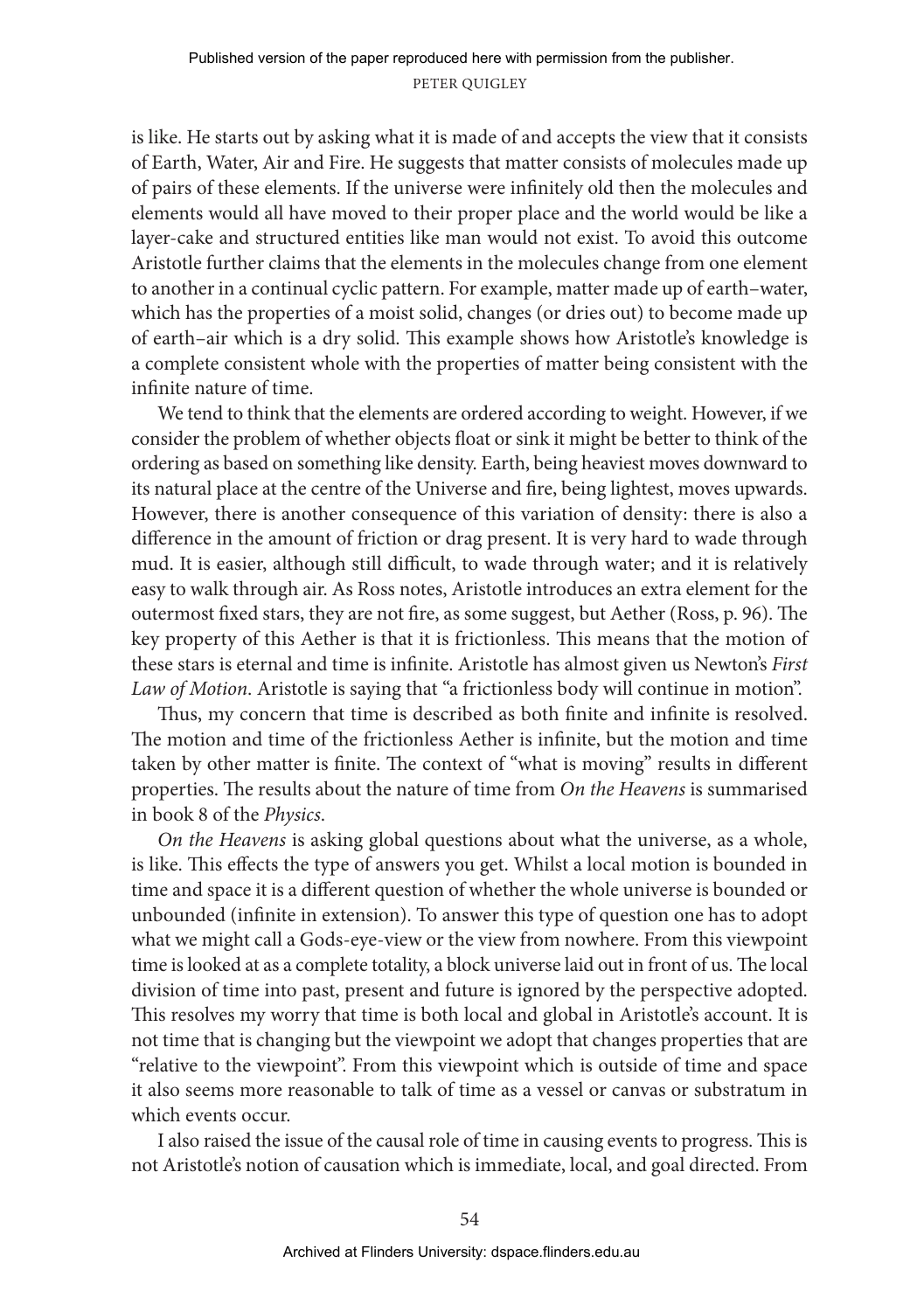is like. He starts out by asking what it is made of and accepts the view that it consists of Earth, Water, Air and Fire. He suggests that matter consists of molecules made up of pairs of these elements. If the universe were infinitely old then the molecules and elements would all have moved to their proper place and the world would be like a layer-cake and structured entities like man would not exist. To avoid this outcome Aristotle further claims that the elements in the molecules change from one element to another in a continual cyclic pattern. For example, matter made up of earth–water, which has the properties of a moist solid, changes (or dries out) to become made up of earth–air which is a dry solid. This example shows how Aristotle's knowledge is a complete consistent whole with the properties of matter being consistent with the infinite nature of time.

We tend to think that the elements are ordered according to weight. However, if we consider the problem of whether objects float or sink it might be better to think of the ordering as based on something like density. Earth, being heaviest moves downward to its natural place at the centre of the Universe and fire, being lightest, moves upwards. However, there is another consequence of this variation of density: there is also a difference in the amount of friction or drag present. It is very hard to wade through mud. It is easier, although still difficult, to wade through water; and it is relatively easy to walk through air. As Ross notes, Aristotle introduces an extra element for the outermost fixed stars, they are not fire, as some suggest, but Aether (Ross, p. 96). The key property of this Aether is that it is frictionless. This means that the motion of these stars is eternal and time is infinite. Aristotle has almost given us Newton's *First Law of Motion*. Aristotle is saying that "a frictionless body will continue in motion".

Thus, my concern that time is described as both finite and infinite is resolved. The motion and time of the frictionless Aether is infinite, but the motion and time taken by other matter is finite. The context of "what is moving" results in different properties. The results about the nature of time from *On the Heavens* is summarised in book 8 of the *Physics*.

*On the Heavens* is asking global questions about what the universe, as a whole, is like. This effects the type of answers you get. Whilst a local motion is bounded in time and space it is a different question of whether the whole universe is bounded or unbounded (infinite in extension). To answer this type of question one has to adopt what we might call a Gods-eye-view or the view from nowhere. From this viewpoint time is looked at as a complete totality, a block universe laid out in front of us. The local division of time into past, present and future is ignored by the perspective adopted. This resolves my worry that time is both local and global in Aristotle's account. It is not time that is changing but the viewpoint we adopt that changes properties that are "relative to the viewpoint". From this viewpoint which is outside of time and space it also seems more reasonable to talk of time as a vessel or canvas or substratum in which events occur.

I also raised the issue of the causal role of time in causing events to progress. This is not Aristotle's notion of causation which is immediate, local, and goal directed. From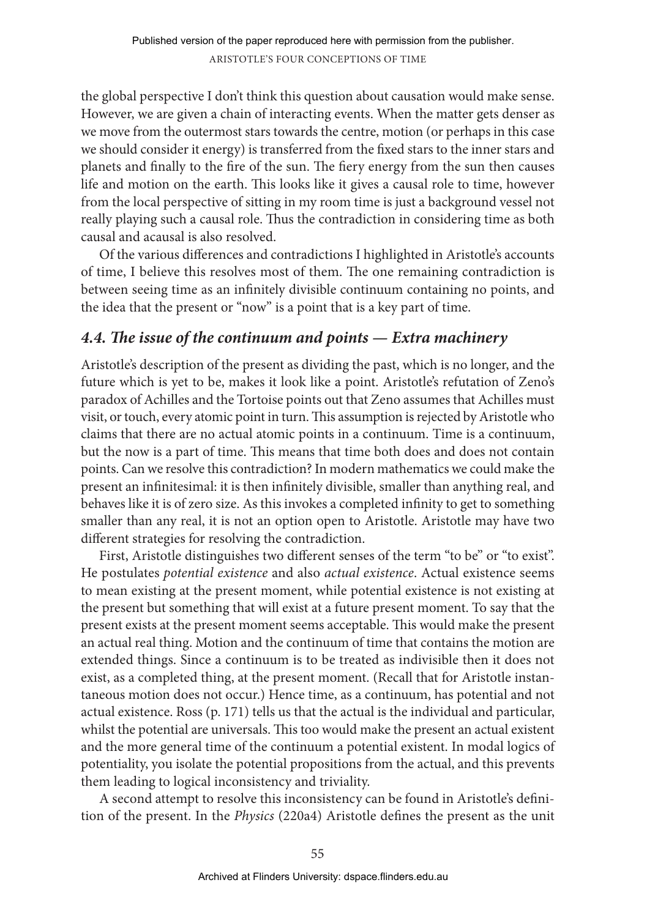the global perspective I don't think this question about causation would make sense. However, we are given a chain of interacting events. When the matter gets denser as we move from the outermost stars towards the centre, motion (or perhaps in this case we should consider it energy) is transferred from the fixed stars to the inner stars and planets and finally to the fire of the sun. The fiery energy from the sun then causes life and motion on the earth. This looks like it gives a causal role to time, however from the local perspective of sitting in my room time is just a background vessel not really playing such a causal role. Thus the contradiction in considering time as both causal and acausal is also resolved.

Of the various differences and contradictions I highlighted in Aristotle's accounts of time, I believe this resolves most of them. The one remaining contradiction is between seeing time as an infinitely divisible continuum containing no points, and the idea that the present or "now" is a point that is a key part of time.

### *4.4. The issue of the continuum and points — Extra machinery*

Aristotle's description of the present as dividing the past, which is no longer, and the future which is yet to be, makes it look like a point. Aristotle's refutation of Zeno's paradox of Achilles and the Tortoise points out that Zeno assumes that Achilles must visit, or touch, every atomic point in turn. This assumption is rejected by Aristotle who claims that there are no actual atomic points in a continuum. Time is a continuum, but the now is a part of time. This means that time both does and does not contain points. Can we resolve this contradiction? In modern mathematics we could make the present an infinitesimal: it is then infinitely divisible, smaller than anything real, and behaves like it is of zero size. As this invokes a completed infinity to get to something smaller than any real, it is not an option open to Aristotle. Aristotle may have two different strategies for resolving the contradiction.

First, Aristotle distinguishes two different senses of the term "to be" or "to exist". He postulates *potential existence* and also *actual existence*. Actual existence seems to mean existing at the present moment, while potential existence is not existing at the present but something that will exist at a future present moment. To say that the present exists at the present moment seems acceptable. This would make the present an actual real thing. Motion and the continuum of time that contains the motion are extended things. Since a continuum is to be treated as indivisible then it does not exist, as a completed thing, at the present moment. (Recall that for Aristotle instantaneous motion does not occur.) Hence time, as a continuum, has potential and not actual existence. Ross (p. 171) tells us that the actual is the individual and particular, whilst the potential are universals. This too would make the present an actual existent and the more general time of the continuum a potential existent. In modal logics of potentiality, you isolate the potential propositions from the actual, and this prevents them leading to logical inconsistency and triviality.

A second attempt to resolve this inconsistency can be found in Aristotle's definition of the present. In the *Physics* (220a4) Aristotle defines the present as the unit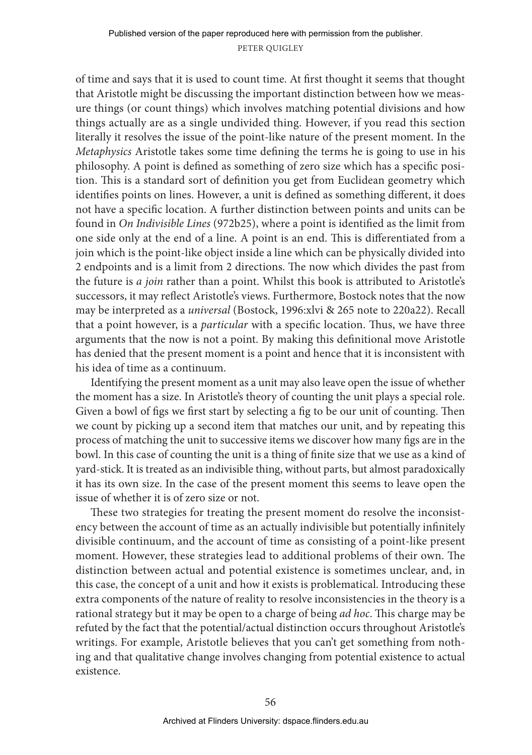of time and says that it is used to count time. At first thought it seems that thought that Aristotle might be discussing the important distinction between how we measure things (or count things) which involves matching potential divisions and how things actually are as a single undivided thing. However, if you read this section literally it resolves the issue of the point-like nature of the present moment. In the *Metaphysics* Aristotle takes some time defining the terms he is going to use in his philosophy. A point is defined as something of zero size which has a specific position. This is a standard sort of definition you get from Euclidean geometry which identifies points on lines. However, a unit is defined as something different, it does not have a specific location. A further distinction between points and units can be found in *On Indivisible Lines* (972b25), where a point is identified as the limit from one side only at the end of a line. A point is an end. This is differentiated from a join which is the point-like object inside a line which can be physically divided into 2 endpoints and is a limit from 2 directions. The now which divides the past from the future is *a join* rather than a point. Whilst this book is attributed to Aristotle's successors, it may reflect Aristotle's views. Furthermore, Bostock notes that the now may be interpreted as a *universal* (Bostock, 1996:xlvi & 265 note to 220a22). Recall that a point however, is a *particular* with a specific location. Thus, we have three arguments that the now is not a point. By making this definitional move Aristotle has denied that the present moment is a point and hence that it is inconsistent with his idea of time as a continuum.

Identifying the present moment as a unit may also leave open the issue of whether the moment has a size. In Aristotle's theory of counting the unit plays a special role. Given a bowl of figs we first start by selecting a fig to be our unit of counting. Then we count by picking up a second item that matches our unit, and by repeating this process of matching the unit to successive items we discover how many figs are in the bowl. In this case of counting the unit is a thing of finite size that we use as a kind of yard-stick. It is treated as an indivisible thing, without parts, but almost paradoxically it has its own size. In the case of the present moment this seems to leave open the issue of whether it is of zero size or not.

These two strategies for treating the present moment do resolve the inconsistency between the account of time as an actually indivisible but potentially infinitely divisible continuum, and the account of time as consisting of a point-like present moment. However, these strategies lead to additional problems of their own. The distinction between actual and potential existence is sometimes unclear, and, in this case, the concept of a unit and how it exists is problematical. Introducing these extra components of the nature of reality to resolve inconsistencies in the theory is a rational strategy but it may be open to a charge of being *ad hoc*. This charge may be refuted by the fact that the potential/actual distinction occurs throughout Aristotle's writings. For example, Aristotle believes that you can't get something from nothing and that qualitative change involves changing from potential existence to actual existence.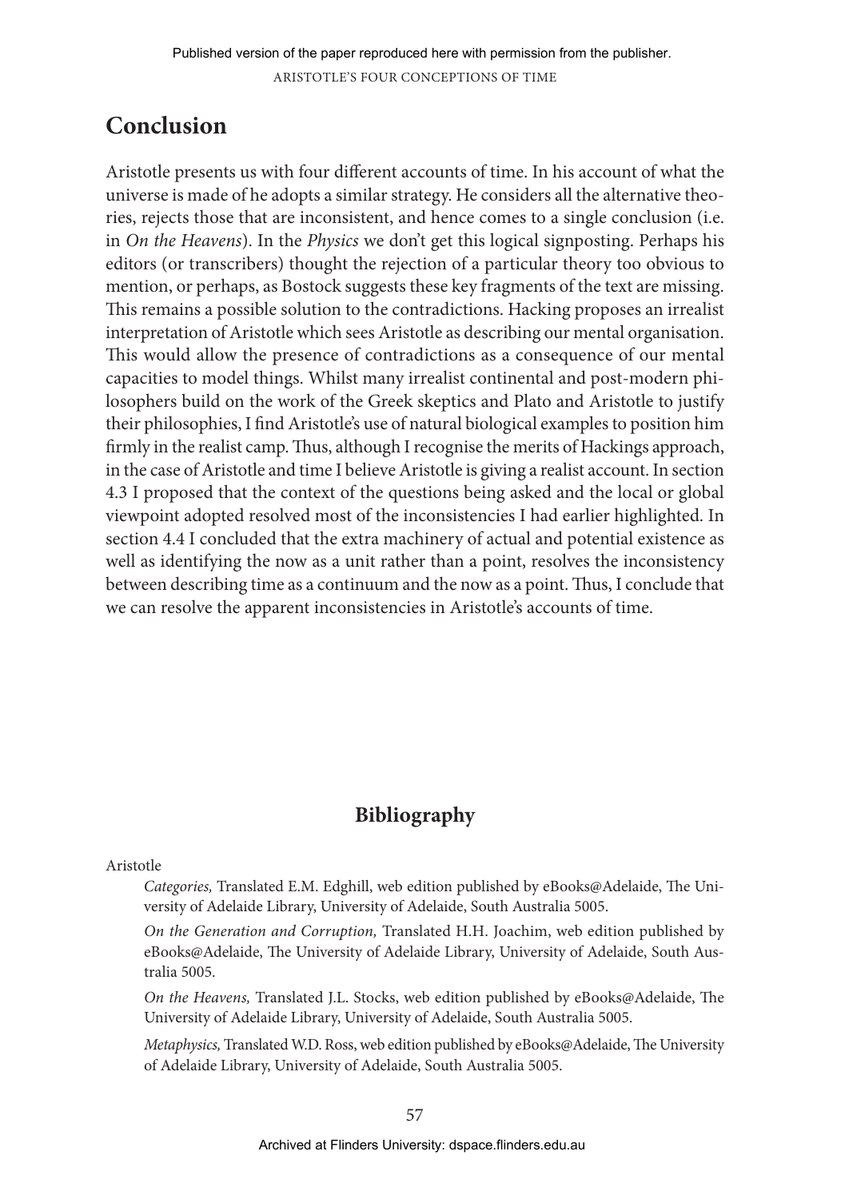## Conclusion

Aristotle presents us with four different accounts of time. In his account of what the universe is made of he adopts a similar strategy. He considers all the alternative theories, rejects those that are inconsistent, and hence comes to a single conclusion (i.e. in *On the Heavens*). In the *Physics* we don't get this logical signposting. Perhaps his editors (or transcribers) thought the rejection of a particular theory too obvious to mention, or perhaps, as Bostock suggests these key fragments of the text are missing. This remains a possible solution to the contradictions. Hacking proposes an irrealist interpretation of Aristotle which sees Aristotle as describing our mental organisation. This would allow the presence of contradictions as a consequence of our mental capacities to model things. Whilst many irrealist continental and post-modern philosophers build on the work of the Greek skeptics and Plato and Aristotle to justify their philosophies, I find Aristotle's use of natural biological examples to position him firmly in the realist camp. Thus, although I recognise the merits of Hackings approach, in the case of Aristotle and time I believe Aristotle is giving a realist account. In section 4.3 I proposed that the context of the questions being asked and the local or global viewpoint adopted resolved most of the inconsistencies I had earlier highlighted. In section 4.4 I concluded that the extra machinery of actual and potential existence as well as identifying the now as a unit rather than a point, resolves the inconsistency between describing time as a continuum and the now as a point. Thus, I conclude that we can resolve the apparent inconsistencies in Aristotle's accounts of time.

## Bibliography

Aristotle

*Categories,* Translated E.M. Edghill, web edition published by eBooks@Adelaide, The University of Adelaide Library, University of Adelaide, South Australia 5005.

*On the Generation and Corruption,* Translated H.H. Joachim, web edition published by eBooks@Adelaide, The University of Adelaide Library, University of Adelaide, South Australia 5005.

*On the Heavens,* Translated J.L. Stocks, web edition published by eBooks@Adelaide, The University of Adelaide Library, University of Adelaide, South Australia 5005.

*Metaphysics,* Translated W.D. Ross, web edition published by eBooks@Adelaide, The University of Adelaide Library, University of Adelaide, South Australia 5005.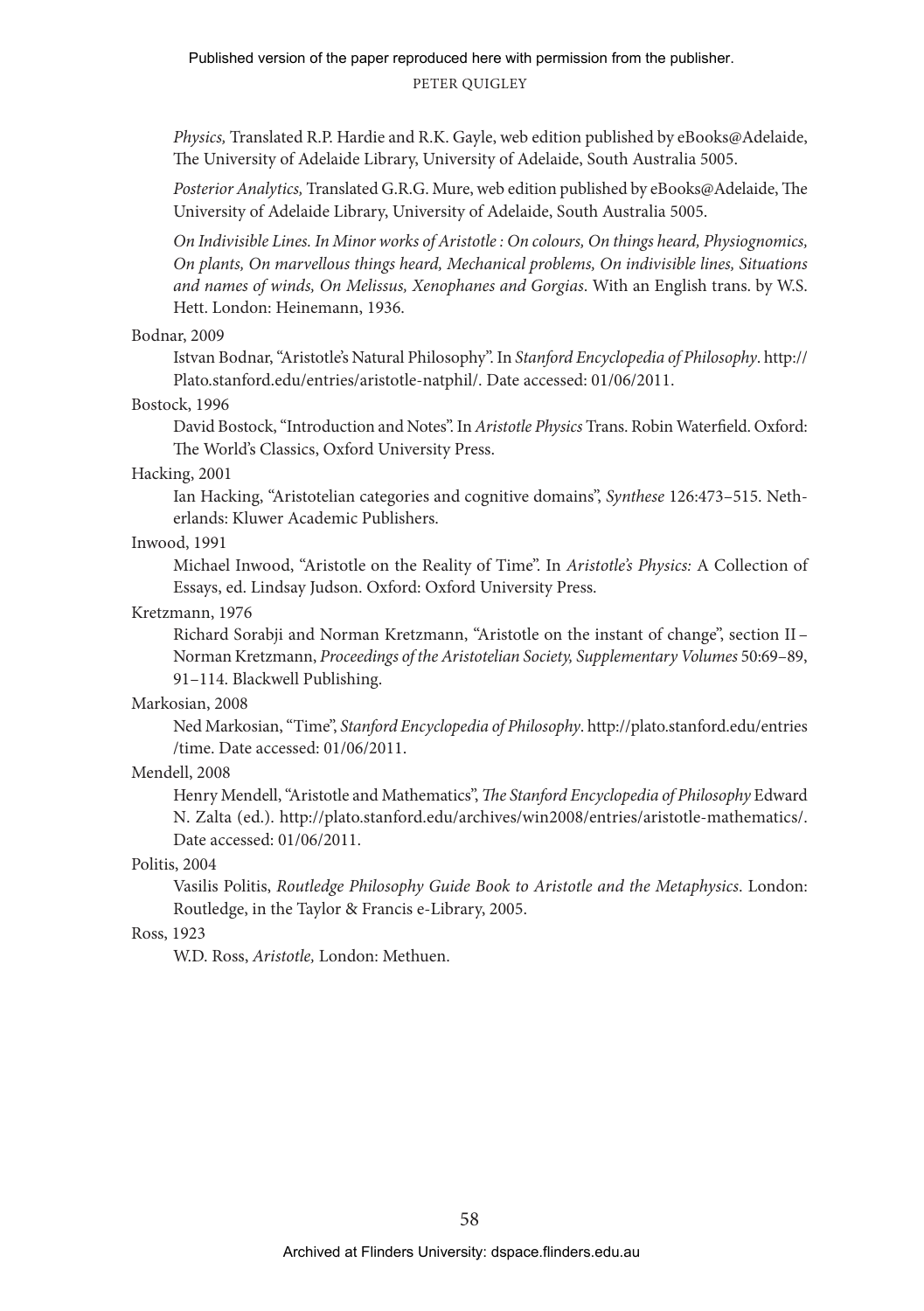*Physics,* Translated R.P. Hardie and R.K. Gayle, web edition published by eBooks@Adelaide, The University of Adelaide Library, University of Adelaide, South Australia 5005.

*Posterior Analytics,* Translated G.R.G. Mure, web edition published by eBooks@Adelaide, The University of Adelaide Library, University of Adelaide, South Australia 5005.

*On Indivisible Lines. In Minor works of Aristotle : On colours, On things heard, Physiognomics, On plants, On marvellous things heard, Mechanical problems, On indivisible lines, Situations and names of winds, On Melissus, Xenophanes and Gorgias*. With an English trans. by W.S. Hett. London: Heinemann, 1936.

Bodnar, 2009

Istvan Bodnar, "Aristotle's Natural Philosophy". In *Stanford Encyclopedia of Philosophy*. http://Plato.stanford.edu/entries/aristotle-natphil/. Date accessed: 01/06/2011.

Bostock, 1996

David Bostock, "Introduction and Notes". In *Aristotle Physics* Trans. Robin Waterfield. Oxford: The World's Classics, Oxford University Press.

Hacking, 2001

Ian Hacking, "Aristotelian categories and cognitive domains", *Synthese* 126:473–515. Netherlands: Kluwer Academic Publishers.

Inwood, 1991

Michael Inwood, "Aristotle on the Reality of Time". In *Aristotle's Physics:* A Collection of Essays, ed. Lindsay Judson. Oxford: Oxford University Press.

Kretzmann, 1976

Richard Sorabji and Norman Kretzmann, "Aristotle on the instant of change", section II – Norman Kretzmann, *Proceedings of the Aristotelian Society, Supplementary Volumes* 50:69–89, 91–114. Blackwell Publishing.

Markosian, 2008

Ned Markosian, "Time", *Stanford Encyclopedia of Philosophy*. http://plato.stanford.edu/entries/time. Date accessed: 01/06/2011.

Mendell, 2008

Henry Mendell, "Aristotle and Mathematics", *The Stanford Encyclopedia of Philosophy* Edward N. Zalta (ed.). http://plato.stanford.edu/archives/win2008/entries/aristotle-mathematics/. Date accessed: 01/06/2011.

Politis, 2004

Vasilis Politis, *Routledge Philosophy Guide Book to Aristotle and the Metaphysics*. London: Routledge, in the Taylor & Francis e-Library, 2005.

Ross, 1923

W.D. Ross, *Aristotle,* London: Methuen.